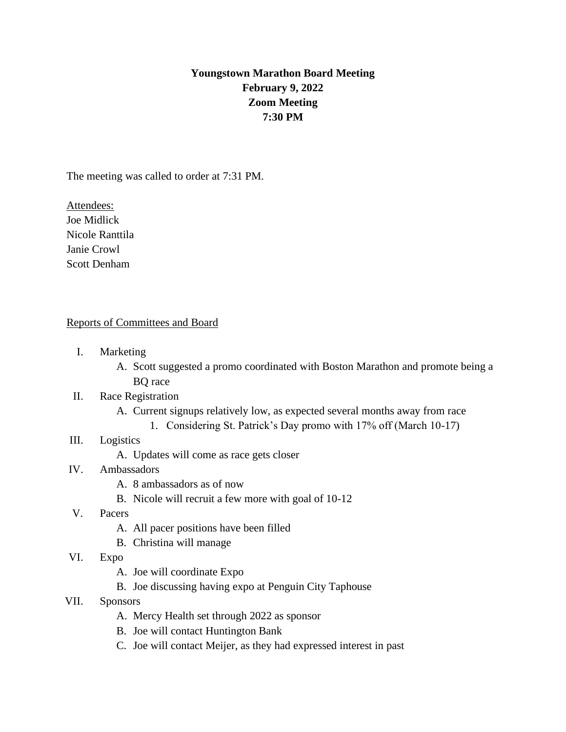# Youngstown Marathon Board Meeting

**February 9, 2022**

**Zoom Meeting**

**7:30 PM**

The meeting was called to order at 7:31 PM.

Attendees:
Joe Midlick
Nicole Ranttila
Janie Crowl
Scott Denham

Reports of Committees and Board

I. Marketing
   A. Scott suggested a promo coordinated with Boston Marathon and promote being a BQ race

II. Race Registration
   A. Current signups relatively low, as expected several months away from race
      1. Considering St. Patrick's Day promo with 17% off (March 10-17)

III. Logistics
   A. Updates will come as race gets closer

IV. Ambassadors
   A. 8 ambassadors as of now
   B. Nicole will recruit a few more with goal of 10-12

V. Pacers
   A. All pacer positions have been filled
   B. Christina will manage

VI. Expo
   A. Joe will coordinate Expo
   B. Joe discussing having expo at Penguin City Taphouse

VII. Sponsors
   A. Mercy Health set through 2022 as sponsor
   B. Joe will contact Huntington Bank
   C. Joe will contact Meijer, as they had expressed interest in past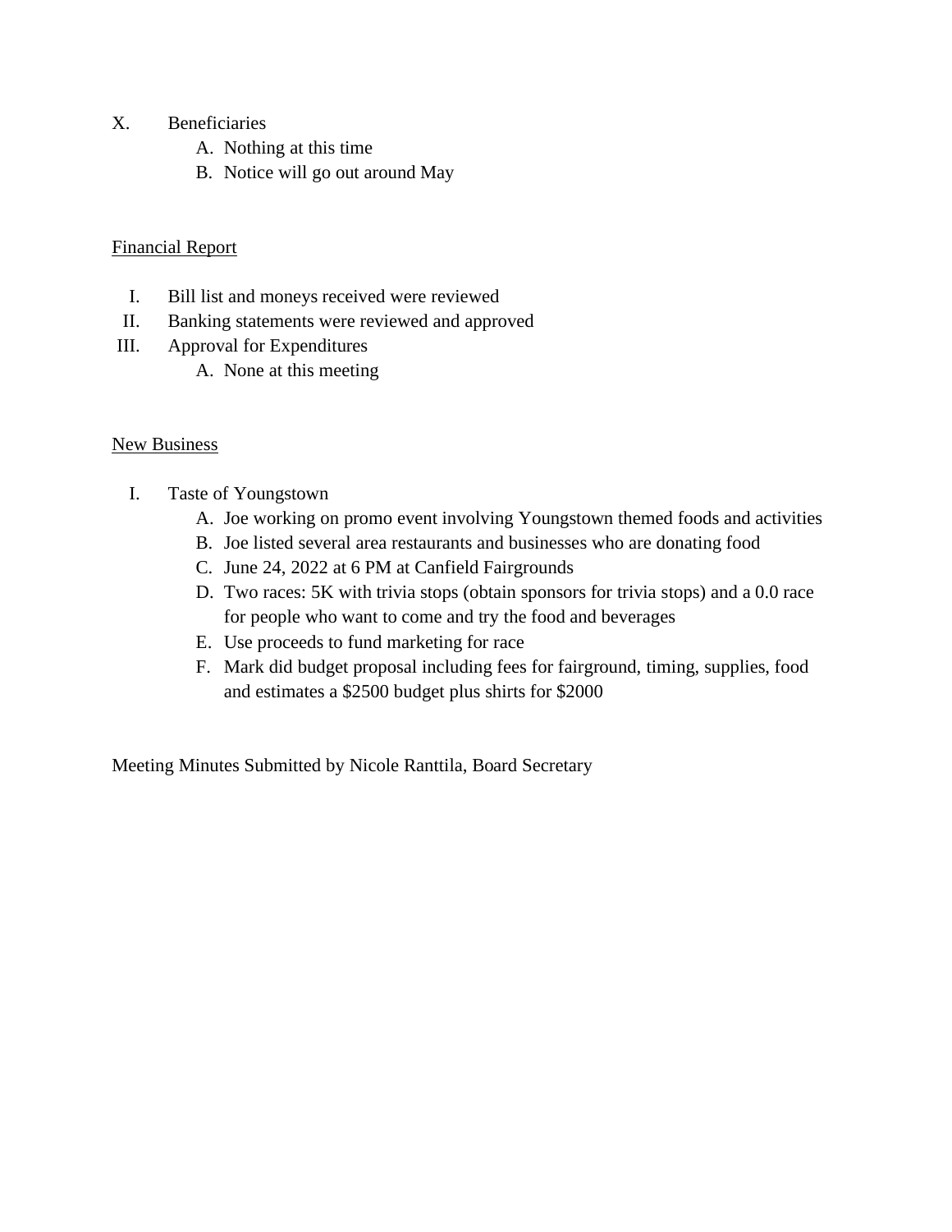X. Beneficiaries
   A. Nothing at this time
   B. Notice will go out around May

<u>Financial Report</u>

I. Bill list and moneys received were reviewed
II. Banking statements were reviewed and approved
III. Approval for Expenditures
   A. None at this meeting

<u>New Business</u>

I. Taste of Youngstown
   A. Joe working on promo event involving Youngstown themed foods and activities
   B. Joe listed several area restaurants and businesses who are donating food
   C. June 24, 2022 at 6 PM at Canfield Fairgrounds
   D. Two races: 5K with trivia stops (obtain sponsors for trivia stops) and a 0.0 race for people who want to come and try the food and beverages
   E. Use proceeds to fund marketing for race
   F. Mark did budget proposal including fees for fairground, timing, supplies, food and estimates a $2500 budget plus shirts for $2000

Meeting Minutes Submitted by Nicole Ranttila, Board Secretary